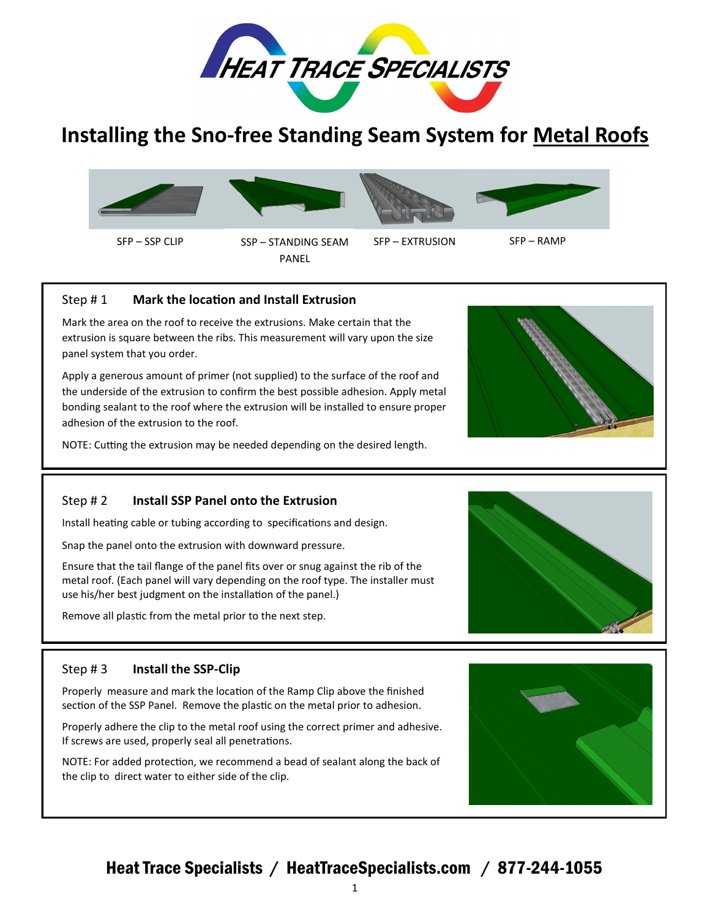# Installing the Sno-free Standing Seam System for Metal Roofs

SFP – SSP CLIP

SSP – STANDING SEAM PANEL

SFP – EXTRUSION

SFP – RAMP

## Step # 1 **Mark the location and Install Extrusion**

Mark the area on the roof to receive the extrusions. Make certain that the extrusion is square between the ribs. This measurement will vary upon the size panel system that you order.

Apply a generous amount of primer (not supplied) to the surface of the roof and the underside of the extrusion to confirm the best possible adhesion. Apply metal bonding sealant to the roof where the extrusion will be installed to ensure proper adhesion of the extrusion to the roof.

NOTE: Cutting the extrusion may be needed depending on the desired length.

## Step # 2 **Install SSP Panel onto the Extrusion**

Install heating cable or tubing according to specifications and design.

Snap the panel onto the extrusion with downward pressure.

Ensure that the tail flange of the panel fits over or snug against the rib of the metal roof. (Each panel will vary depending on the roof type. The installer must use his/her best judgment on the installation of the panel.)

Remove all plastic from the metal prior to the next step.

## Step # 3 **Install the SSP-Clip**

Properly measure and mark the location of the Ramp Clip above the finished section of the SSP Panel. Remove the plastic on the metal prior to adhesion.

Properly adhere the clip to the metal roof using the correct primer and adhesive. If screws are used, properly seal all penetrations.

NOTE: For added protection, we recommend a bead of sealant along the back of the clip to direct water to either side of the clip.

**Heat Trace Specialists / HeatTraceSpecialists.com / 877-244-1055**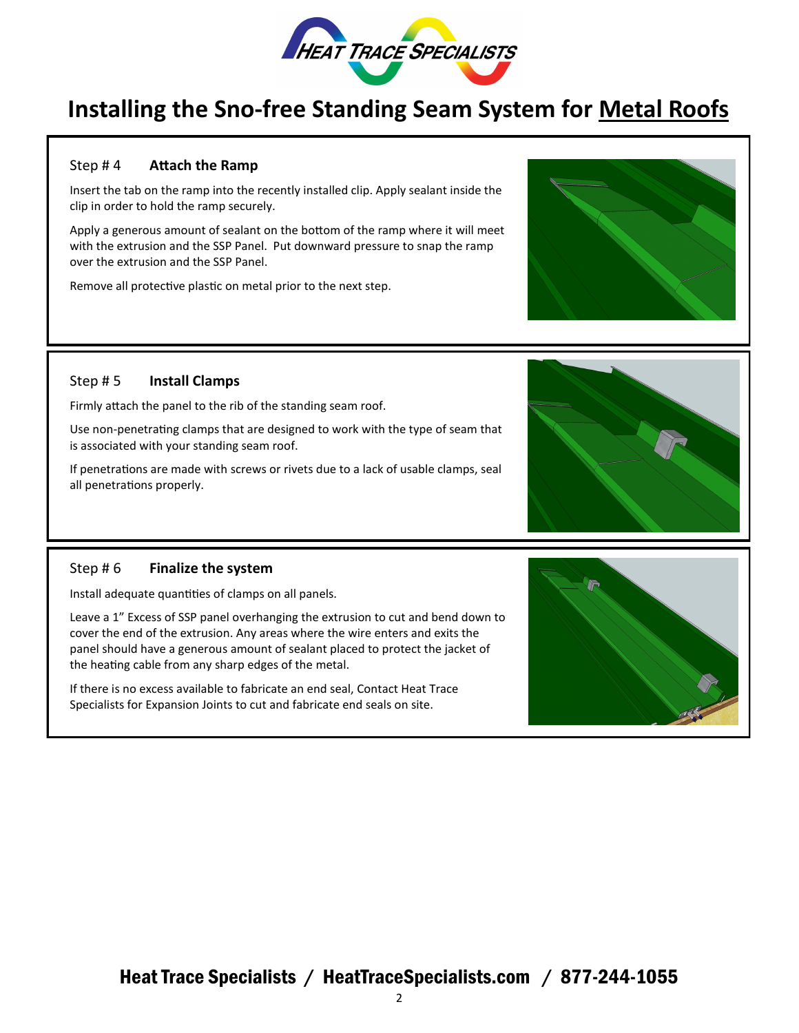# Installing the Sno-free Standing Seam System for Metal Roofs

### Step # 4 **Attach the Ramp**

Insert the tab on the ramp into the recently installed clip. Apply sealant inside the clip in order to hold the ramp securely.

Apply a generous amount of sealant on the bottom of the ramp where it will meet with the extrusion and the SSP Panel. Put downward pressure to snap the ramp over the extrusion and the SSP Panel.

Remove all protective plastic on metal prior to the next step.

### Step # 5 **Install Clamps**

Firmly attach the panel to the rib of the standing seam roof.

Use non-penetrating clamps that are designed to work with the type of seam that is associated with your standing seam roof.

If penetrations are made with screws or rivets due to a lack of usable clamps, seal all penetrations properly.

### Step # 6 **Finalize the system**

Install adequate quantities of clamps on all panels.

Leave a 1” Excess of SSP panel overhanging the extrusion to cut and bend down to cover the end of the extrusion. Any areas where the wire enters and exits the panel should have a generous amount of sealant placed to protect the jacket of the heating cable from any sharp edges of the metal.

If there is no excess available to fabricate an end seal, Contact Heat Trace Specialists for Expansion Joints to cut and fabricate end seals on site.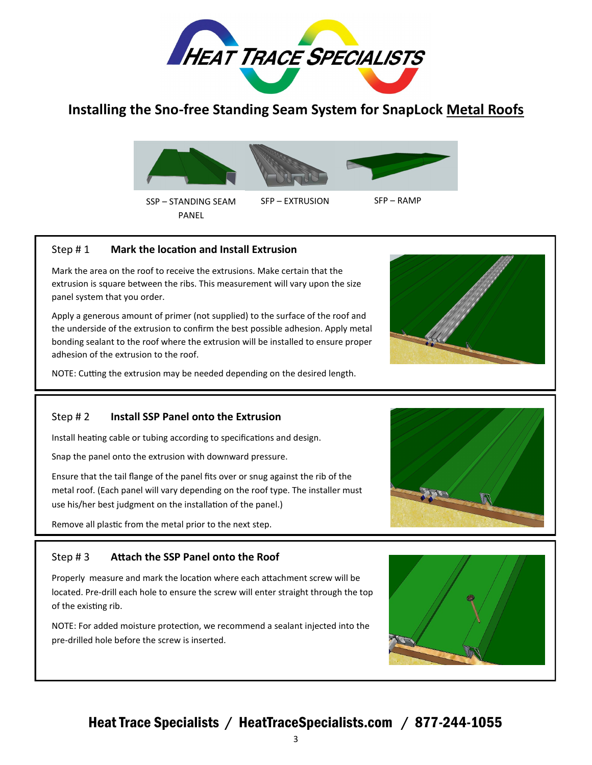# Installing the Sno-free Standing Seam System for SnapLock Metal Roofs

SSP – STANDING SEAM PANEL

SFP – EXTRUSION

SFP – RAMP

## Step # 1 Mark the location and Install Extrusion

Mark the area on the roof to receive the extrusions. Make certain that the extrusion is square between the ribs. This measurement will vary upon the size panel system that you order.

Apply a generous amount of primer (not supplied) to the surface of the roof and the underside of the extrusion to confirm the best possible adhesion. Apply metal bonding sealant to the roof where the extrusion will be installed to ensure proper adhesion of the extrusion to the roof.

NOTE: Cutting the extrusion may be needed depending on the desired length.

## Step # 2 Install SSP Panel onto the Extrusion

Install heating cable or tubing according to specifications and design.

Snap the panel onto the extrusion with downward pressure.

Ensure that the tail flange of the panel fits over or snug against the rib of the metal roof. (Each panel will vary depending on the roof type. The installer must use his/her best judgment on the installation of the panel.)

Remove all plastic from the metal prior to the next step.

## Step # 3 Attach the SSP Panel onto the Roof

Properly measure and mark the location where each attachment screw will be located. Pre-drill each hole to ensure the screw will enter straight through the top of the existing rib.

NOTE: For added moisture protection, we recommend a sealant injected into the pre-drilled hole before the screw is inserted.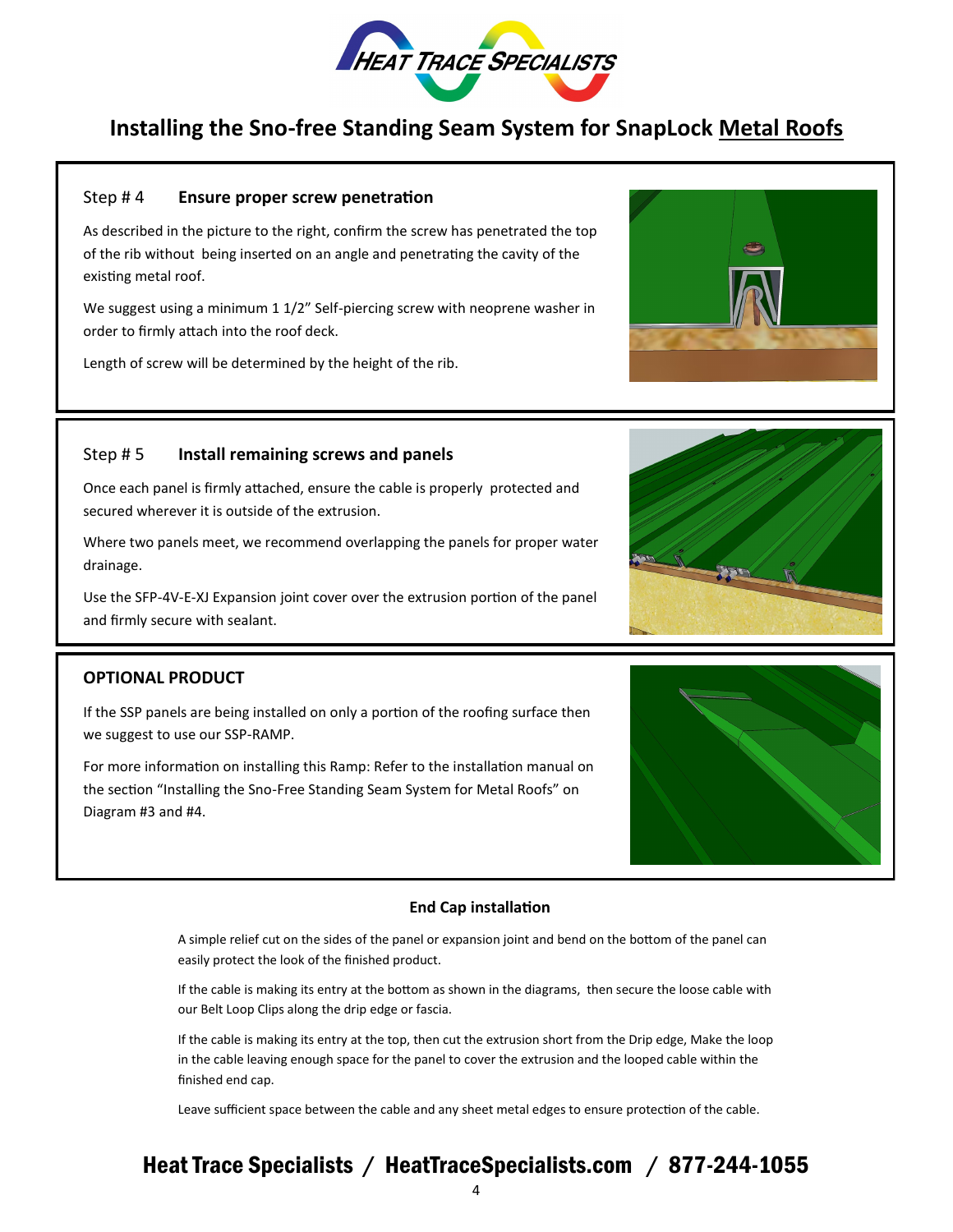# Installing the Sno-free Standing Seam System for SnapLock Metal Roofs

## Step # 4 Ensure proper screw penetration

As described in the picture to the right, confirm the screw has penetrated the top of the rib without being inserted on an angle and penetrating the cavity of the existing metal roof.

We suggest using a minimum 1 1/2" Self-piercing screw with neoprene washer in order to firmly attach into the roof deck.

Length of screw will be determined by the height of the rib.

## Step # 5 Install remaining screws and panels

Once each panel is firmly attached, ensure the cable is properly protected and secured wherever it is outside of the extrusion.

Where two panels meet, we recommend overlapping the panels for proper water drainage.

Use the SFP-4V-E-XJ Expansion joint cover over the extrusion portion of the panel and firmly secure with sealant.

## OPTIONAL PRODUCT

If the SSP panels are being installed on only a portion of the roofing surface then we suggest to use our SSP-RAMP.

For more information on installing this Ramp: Refer to the installation manual on the section "Installing the Sno-Free Standing Seam System for Metal Roofs" on Diagram #3 and #4.

### End Cap installation

A simple relief cut on the sides of the panel or expansion joint and bend on the bottom of the panel can easily protect the look of the finished product.

If the cable is making its entry at the bottom as shown in the diagrams, then secure the loose cable with our Belt Loop Clips along the drip edge or fascia.

If the cable is making its entry at the top, then cut the extrusion short from the Drip edge, Make the loop in the cable leaving enough space for the panel to cover the extrusion and the looped cable within the finished end cap.

Leave sufficient space between the cable and any sheet metal edges to ensure protection of the cable.

**Heat Trace Specialists / HeatTraceSpecialists.com / 877-244-1055**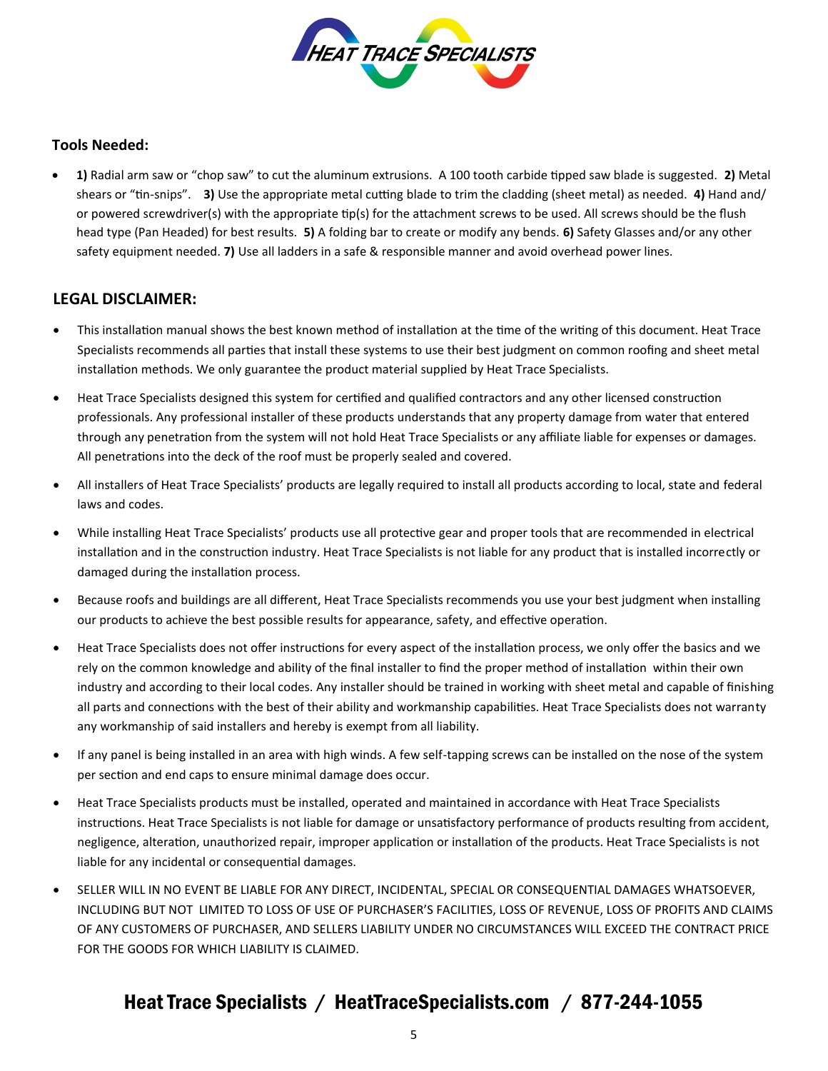## Tools Needed:

- **1)** Radial arm saw or "chop saw" to cut the aluminum extrusions. A 100 tooth carbide tipped saw blade is suggested. **2)** Metal shears or "tin-snips". **3)** Use the appropriate metal cutting blade to trim the cladding (sheet metal) as needed. **4)** Hand and/ or powered screwdriver(s) with the appropriate tip(s) for the attachment screws to be used. All screws should be the flush head type (Pan Headed) for best results. **5)** A folding bar to create or modify any bends. **6)** Safety Glasses and/or any other safety equipment needed. **7)** Use all ladders in a safe & responsible manner and avoid overhead power lines.

## LEGAL DISCLAIMER:

- This installation manual shows the best known method of installation at the time of the writing of this document. Heat Trace Specialists recommends all parties that install these systems to use their best judgment on common roofing and sheet metal installation methods. We only guarantee the product material supplied by Heat Trace Specialists.
- Heat Trace Specialists designed this system for certified and qualified contractors and any other licensed construction professionals. Any professional installer of these products understands that any property damage from water that entered through any penetration from the system will not hold Heat Trace Specialists or any affiliate liable for expenses or damages. All penetrations into the deck of the roof must be properly sealed and covered.
- All installers of Heat Trace Specialists' products are legally required to install all products according to local, state and federal laws and codes.
- While installing Heat Trace Specialists' products use all protective gear and proper tools that are recommended in electrical installation and in the construction industry. Heat Trace Specialists is not liable for any product that is installed incorrectly or damaged during the installation process.
- Because roofs and buildings are all different, Heat Trace Specialists recommends you use your best judgment when installing our products to achieve the best possible results for appearance, safety, and effective operation.
- Heat Trace Specialists does not offer instructions for every aspect of the installation process, we only offer the basics and we rely on the common knowledge and ability of the final installer to find the proper method of installation within their own industry and according to their local codes. Any installer should be trained in working with sheet metal and capable of finishing all parts and connections with the best of their ability and workmanship capabilities. Heat Trace Specialists does not warranty any workmanship of said installers and hereby is exempt from all liability.
- If any panel is being installed in an area with high winds. A few self-tapping screws can be installed on the nose of the system per section and end caps to ensure minimal damage does occur.
- Heat Trace Specialists products must be installed, operated and maintained in accordance with Heat Trace Specialists instructions. Heat Trace Specialists is not liable for damage or unsatisfactory performance of products resulting from accident, negligence, alteration, unauthorized repair, improper application or installation of the products. Heat Trace Specialists is not liable for any incidental or consequential damages.
- SELLER WILL IN NO EVENT BE LIABLE FOR ANY DIRECT, INCIDENTAL, SPECIAL OR CONSEQUENTIAL DAMAGES WHATSOEVER, INCLUDING BUT NOT LIMITED TO LOSS OF USE OF PURCHASER'S FACILITIES, LOSS OF REVENUE, LOSS OF PROFITS AND CLAIMS OF ANY CUSTOMERS OF PURCHASER, AND SELLERS LIABILITY UNDER NO CIRCUMSTANCES WILL EXCEED THE CONTRACT PRICE FOR THE GOODS FOR WHICH LIABILITY IS CLAIMED.